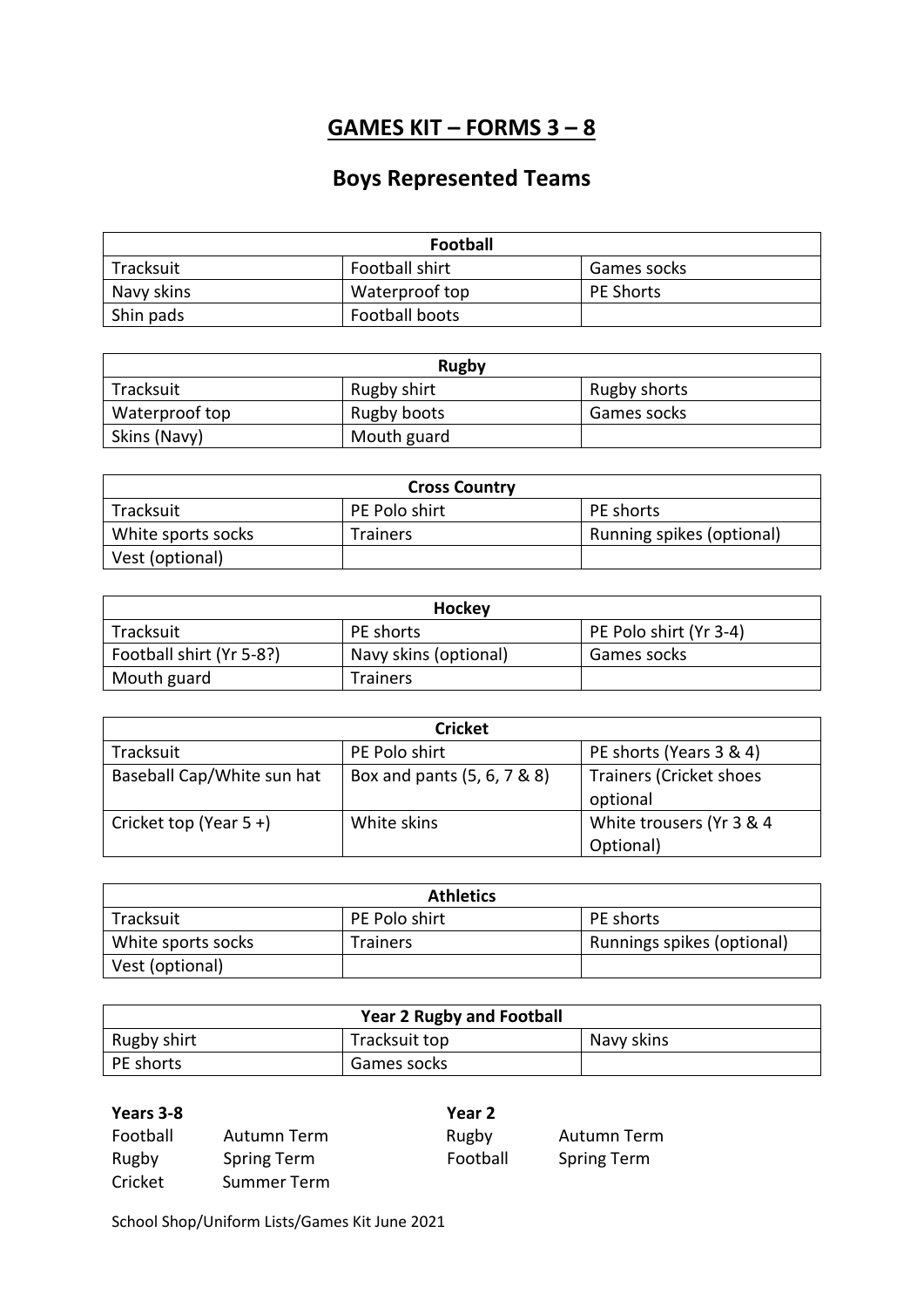# GAMES KIT – FORMS 3 – 8

## Boys Represented Teams

| Football | | |
|---|---|---|
| Tracksuit | Football shirt | Games socks |
| Navy skins | Waterproof top | PE Shorts |
| Shin pads | Football boots | |

| Rugby | | |
|---|---|---|
| Tracksuit | Rugby shirt | Rugby shorts |
| Waterproof top | Rugby boots | Games socks |
| Skins (Navy) | Mouth guard | |

| Cross Country | | |
|---|---|---|
| Tracksuit | PE Polo shirt | PE shorts |
| White sports socks | Trainers | Running spikes (optional) |
| Vest (optional) | | |

| Hockey | | |
|---|---|---|
| Tracksuit | PE shorts | PE Polo shirt (Yr 3-4) |
| Football shirt (Yr 5-8?) | Navy skins (optional) | Games socks |
| Mouth guard | Trainers | |

| Cricket | | |
|---|---|---|
| Tracksuit | PE Polo shirt | PE shorts (Years 3 & 4) |
| Baseball Cap/White sun hat | Box and pants (5, 6, 7 & 8) | Trainers (Cricket shoes optional |
| Cricket top (Year 5 +) | White skins | White trousers (Yr 3 & 4 Optional) |

| Athletics | | |
|---|---|---|
| Tracksuit | PE Polo shirt | PE shorts |
| White sports socks | Trainers | Runnings spikes (optional) |
| Vest (optional) | | |

| Year 2 Rugby and Football | | |
|---|---|---|
| Rugby shirt | Tracksuit top | Navy skins |
| PE shorts | Games socks | |

**Years 3-8**

| | |
|---|---|
| Football | Autumn Term |
| Rugby | Spring Term |
| Cricket | Summer Term |

**Year 2**

| | |
|---|---|
| Rugby | Autumn Term |
| Football | Spring Term |

School Shop/Uniform Lists/Games Kit June 2021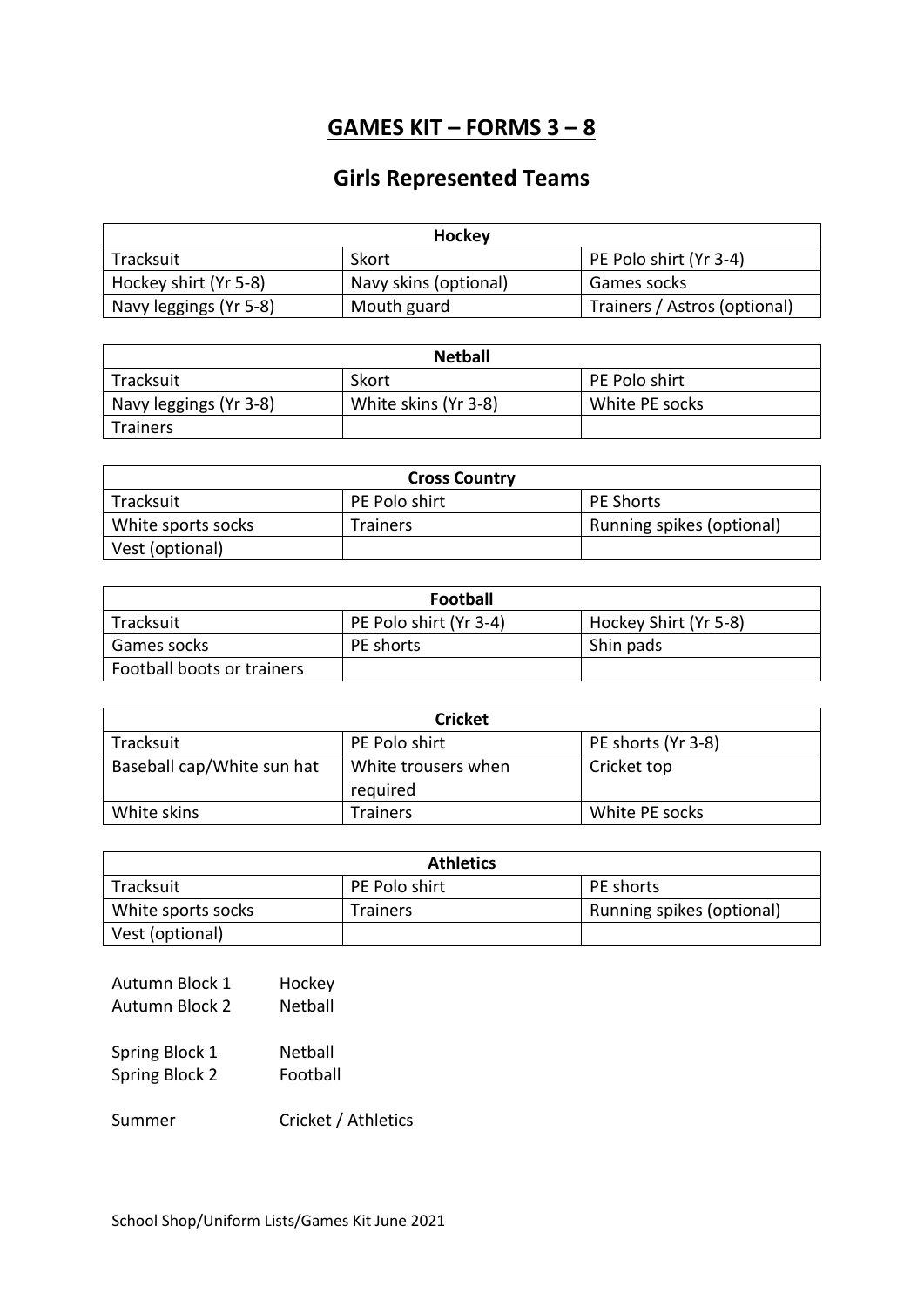# GAMES KIT – FORMS 3 – 8

## Girls Represented Teams

| Hockey | | |
|---|---|---|
| Tracksuit | Skort | PE Polo shirt (Yr 3-4) |
| Hockey shirt (Yr 5-8) | Navy skins (optional) | Games socks |
| Navy leggings (Yr 5-8) | Mouth guard | Trainers / Astros (optional) |

| Netball | | |
|---|---|---|
| Tracksuit | Skort | PE Polo shirt |
| Navy leggings (Yr 3-8) | White skins (Yr 3-8) | White PE socks |
| Trainers | | |

| Cross Country | | |
|---|---|---|
| Tracksuit | PE Polo shirt | PE Shorts |
| White sports socks | Trainers | Running spikes (optional) |
| Vest (optional) | | |

| Football | | |
|---|---|---|
| Tracksuit | PE Polo shirt (Yr 3-4) | Hockey Shirt (Yr 5-8) |
| Games socks | PE shorts | Shin pads |
| Football boots or trainers | | |

| Cricket | | |
|---|---|---|
| Tracksuit | PE Polo shirt | PE shorts (Yr 3-8) |
| Baseball cap/White sun hat | White trousers when required | Cricket top |
| White skins | Trainers | White PE socks |

| Athletics | | |
|---|---|---|
| Tracksuit | PE Polo shirt | PE shorts |
| White sports socks | Trainers | Running spikes (optional) |
| Vest (optional) | | |

Autumn Block 1 Hockey
Autumn Block 2 Netball

Spring Block 1 Netball
Spring Block 2 Football

Summer Cricket / Athletics

School Shop/Uniform Lists/Games Kit June 2021